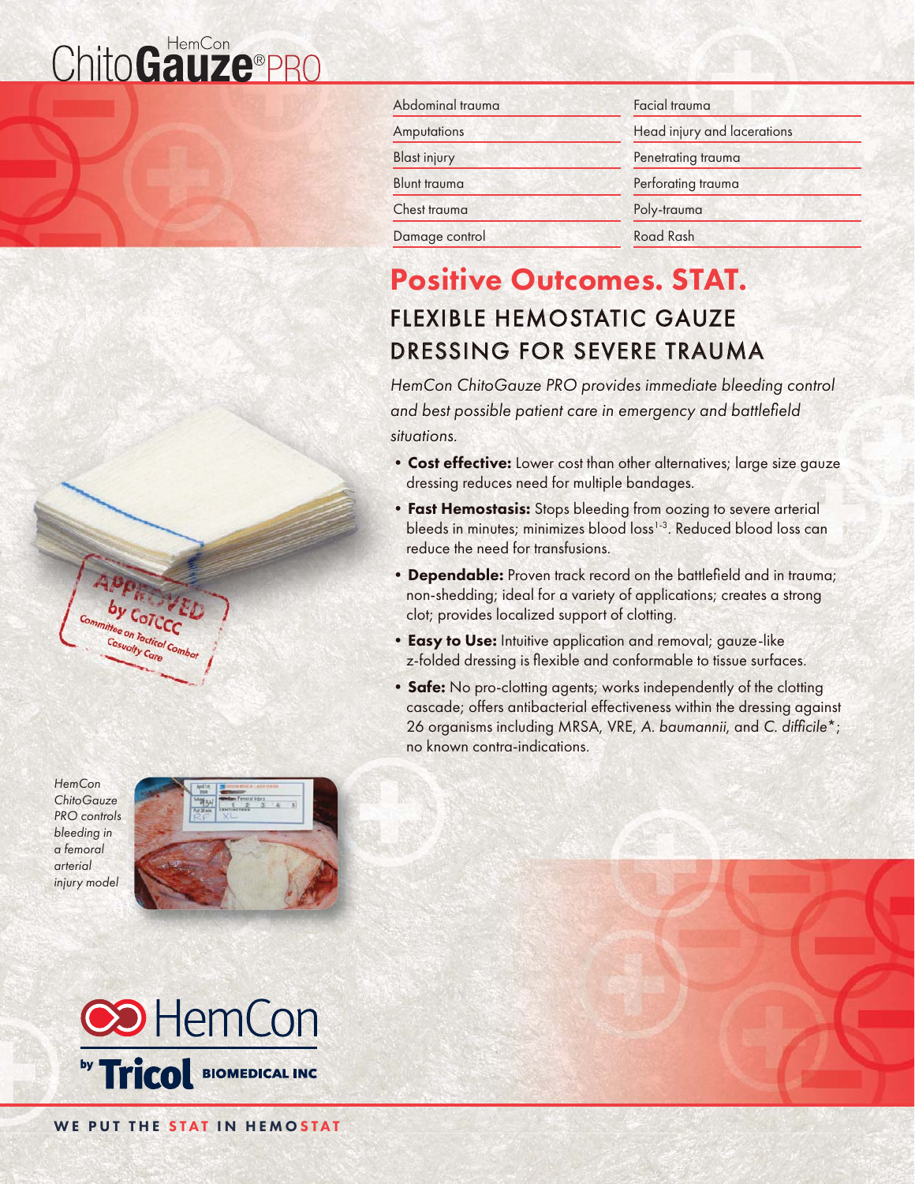# HemCon ChitoGauze® PRO

| | |
|---|---|
| Abdominal trauma | Facial trauma |
| Amputations | Head injury and lacerations |
| Blast injury | Penetrating trauma |
| Blunt trauma | Perforating trauma |
| Chest trauma | Poly-trauma |
| Damage control | Road Rash |

## Positive Outcomes. STAT.

### FLEXIBLE HEMOSTATIC GAUZE DRESSING FOR SEVERE TRAUMA

*HemCon ChitoGauze PRO provides immediate bleeding control and best possible patient care in emergency and battlefield situations.*

- **Cost effective:** Lower cost than other alternatives; large size gauze dressing reduces need for multiple bandages.
- **Fast Hemostasis:** Stops bleeding from oozing to severe arterial bleeds in minutes; minimizes blood loss[1-3]. Reduced blood loss can reduce the need for transfusions.
- **Dependable:** Proven track record on the battlefield and in trauma; non-shedding; ideal for a variety of applications; creates a strong clot; provides localized support of clotting.
- **Easy to Use:** Intuitive application and removal; gauze-like z-folded dressing is flexible and conformable to tissue surfaces.
- **Safe:** No pro-clotting agents; works independently of the clotting cascade; offers antibacterial effectiveness within the dressing against 26 organisms including MRSA, VRE, *A. baumannii*, and *C. difficile*\*; no known contra-indications.

APPROVED by CoTCCC Committee on Tactical Combat Casualty Care

*HemCon ChitoGauze PRO controls bleeding in a femoral arterial injury model*

HemCon by Tricol BIOMEDICAL INC

WE PUT THE STAT IN HEMOSTAT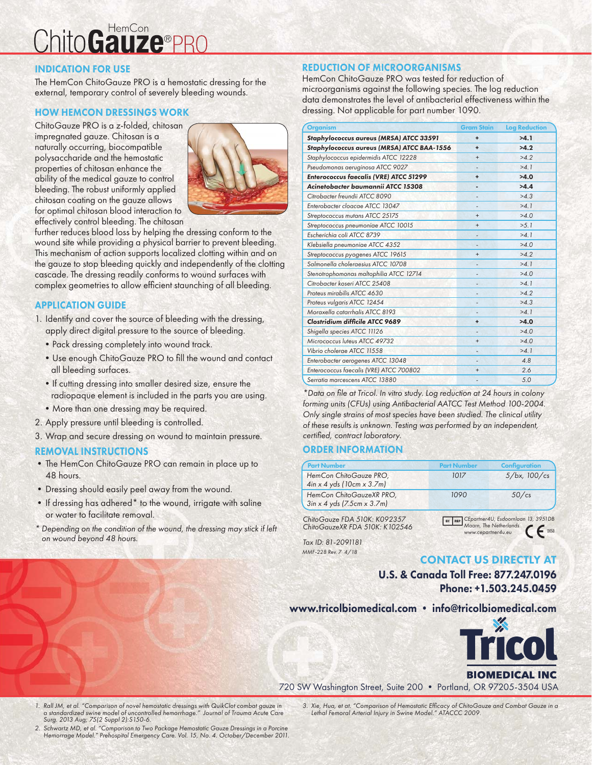# HemCon ChitoGauze® PRO

## INDICATION FOR USE

The HemCon ChitoGauze PRO is a hemostatic dressing for the external, temporary control of severely bleeding wounds.

## HOW HEMCON DRESSINGS WORK

ChitoGauze PRO is a z-folded, chitosan impregnated gauze. Chitosan is a naturally occurring, biocompatible polysaccharide and the hemostatic properties of chitosan enhance the ability of the medical gauze to control bleeding. The robust uniformly applied chitosan coating on the gauze allows for optimal chitosan blood interaction to effectively control bleeding. The chitosan further reduces blood loss by helping the dressing conform to the wound site while providing a physical barrier to prevent bleeding. This mechanism of action supports localized clotting within and on the gauze to stop bleeding quickly and independently of the clotting cascade. The dressing readily conforms to wound surfaces with complex geometries to allow efficient staunching of all bleeding.

## APPLICATION GUIDE

1. Identify and cover the source of bleeding with the dressing, apply direct digital pressure to the source of bleeding.
   - Pack dressing completely into wound track.
   - Use enough ChitoGauze PRO to fill the wound and contact all bleeding surfaces.
   - If cutting dressing into smaller desired size, ensure the radiopaque element is included in the parts you are using.
   - More than one dressing may be required.
2. Apply pressure until bleeding is controlled.
3. Wrap and secure dressing on wound to maintain pressure.

## REMOVAL INSTRUCTIONS

- The HemCon ChitoGauze PRO can remain in place up to 48 hours.
- Dressing should easily peel away from the wound.
- If dressing has adhered* to the wound, irrigate with saline or water to facilitate removal.

*\* Depending on the condition of the wound, the dressing may stick if left on wound beyond 48 hours.*

## REDUCTION OF MICROORGANISMS

HemCon ChitoGauze PRO was tested for reduction of microorganisms against the following species. The log reduction data demonstrates the level of antibacterial effectiveness within the dressing. Not applicable for part number 1090.

| Organism | Gram Stain | Log Reduction |
|---|---|---|
| ***Staphylococcus aureus* (MRSA) ATCC 33591** | **+** | **>4.1** |
| ***Staphylococcus aureus* (MRSA) ATCC BAA-1556** | **+** | **>4.2** |
| *Staphylococcus epidermidis* ATCC 12228 | + | >4.2 |
| *Pseudomonas aeruginosa* ATCC 9027 | - | >4.1 |
| ***Enterococcus faecalis* (VRE) ATCC 51299** | **+** | **>4.0** |
| ***Acinetobacter baumannii* ATCC 15308** | **-** | **>4.4** |
| *Citrobacter freundii* ATCC 8090 | - | >4.3 |
| *Enterobacter cloacae* ATCC 13047 | - | >4.1 |
| *Streptococcus mutans* ATCC 25175 | + | >4.0 |
| *Streptococcus pneumoniae* ATCC 10015 | + | >5.1 |
| *Escherichia coli* ATCC 8739 | - | >4.1 |
| *Klebsiella pneumoniae* ATCC 4352 | - | >4.0 |
| *Streptococcus pyogenes* ATCC 19615 | + | >4.2 |
| *Salmonella choleraesius* ATCC 10708 | - | >4.1 |
| *Stenotrophomonas maltophilia* ATCC 12714 | - | >4.0 |
| *Citrobacter koseri* ATCC 25408 | - | >4.1 |
| *Proteus mirabilis* ATCC 4630 | - | >4.2 |
| *Proteus vulgaris* ATCC 12454 | - | >4.3 |
| *Moraxella catarrhalis* ATCC 8193 | - | >4.1 |
| ***Clostridium difficile* ATCC 9689** | **+** | **>4.0** |
| *Shigella species* ATCC 11126 | - | >4.0 |
| *Micrococcus luteus* ATCC 49732 | + | >4.0 |
| *Vibrio cholerae* ATCC 11558 | - | >4.1 |
| *Enterobacter aerogenes* ATCC 13048 | - | 4.8 |
| *Enterococcus faecalis* (VRE) ATCC 700802 | + | 2.6 |
| *Serratia marcescens* ATCC 13880 | - | 5.0 |

*\*Data on file at Tricol. In vitro study. Log reduction at 24 hours in colony forming units (CFUs) using Antibacterial AATCC Test Method 100-2004. Only single strains of most species have been studied. The clinical utility of these results is unknown. Testing was performed by an independent, certified, contract laboratory.*

## ORDER INFORMATION

| Part Number | Part Number | Configuration |
|---|---|---|
| HemCon ChitoGauze PRO, 4in x 4 yds (10cm x 3.7m) | 1017 | 5/bx, 100/cs |
| HemCon ChitoGauzeXR PRO, 3in x 4 yds (7.5cm x 3.7m) | 1090 | 50/cs |

ChitoGauze FDA 510K: K092357
ChitoGauzeXR FDA 510K: K102546

EC REP CEpartner4U, Esdoornlaan 13, 3951DB Maarn, The Netherlands www.cepartner4u.eu

CE 0050

Tax ID: 81-2091181

MMF-228 Rev. 7 4/18

## CONTACT US DIRECTLY AT

**U.S. & Canada Toll Free: 877.247.0196**
**Phone: +1.503.245.0459**

**www.tricolbiomedical.com • info@tricolbiomedical.com**

**Tricol BIOMEDICAL INC**

720 SW Washington Street, Suite 200 • Portland, OR 97205-3504 USA

1. Rall JM, et al. "Comparison of novel hemostatic dressings with QuikClot combat gauze in a standardized swine model of uncontrolled hemorrhage." Journal of Trauma Acute Care Surg. 2013 Aug; 75(2 Suppl 2):S150-6.
2. Schwartz MD, et al. "Comparison to Two Package Hemostatic Gauze Dressings in a Porcine Hemorrhage Model." Prehospital Emergency Care. Vol. 15, No. 4. October/December 2011.
3. Xie, Hua, et at. "Comparison of Hemostatic Efficacy of ChitoGauze and Combat Gauze in a Lethal Femoral Arterial Injury in Swine Model." ATACCC 2009.